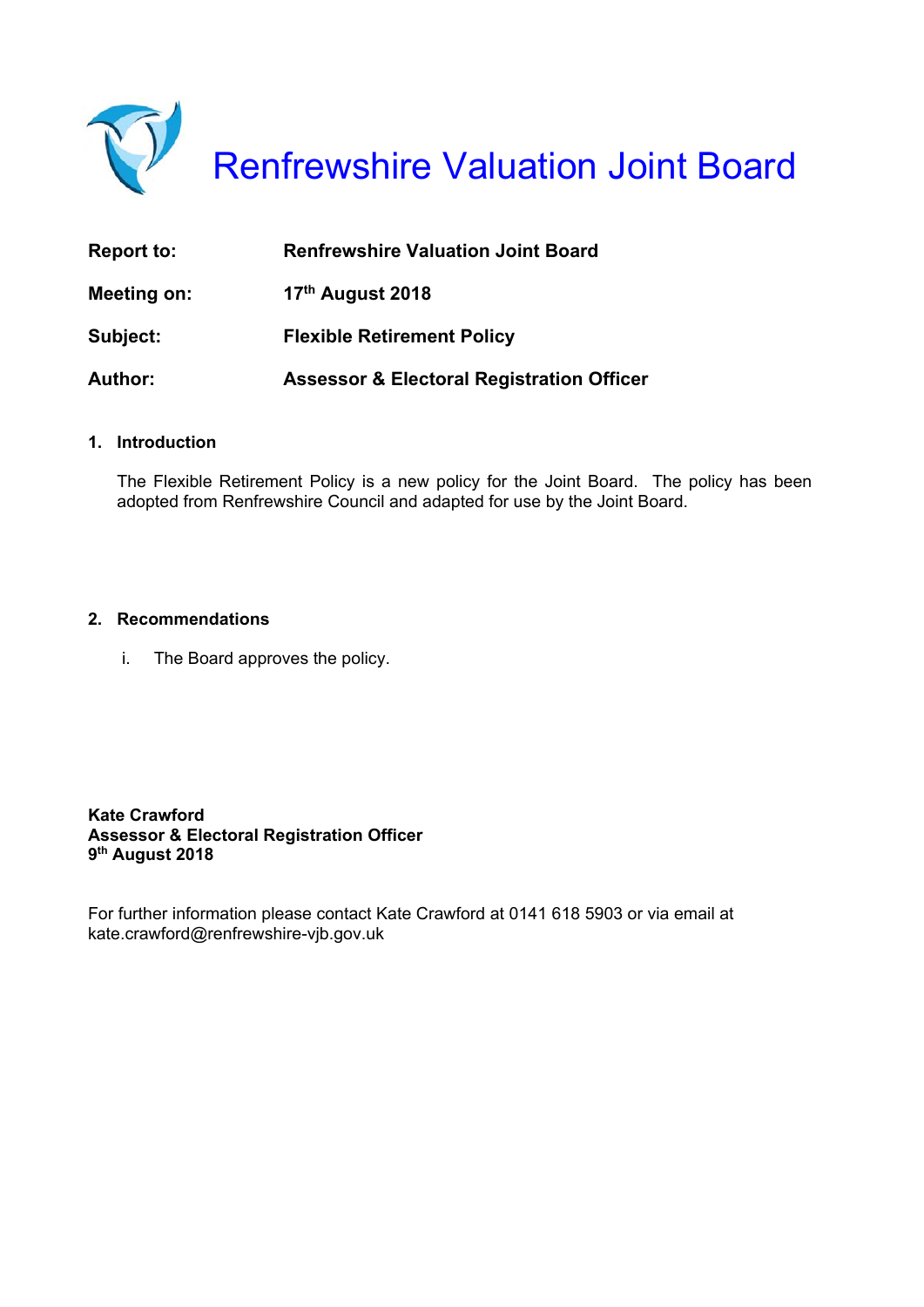# Renfrewshire Valuation Joint Board

| | |
|---|---|
| **Report to:** | **Renfrewshire Valuation Joint Board** |
| **Meeting on:** | **17th August 2018** |
| **Subject:** | **Flexible Retirement Policy** |
| **Author:** | **Assessor & Electoral Registration Officer** |

## 1. Introduction

The Flexible Retirement Policy is a new policy for the Joint Board. The policy has been adopted from Renfrewshire Council and adapted for use by the Joint Board.

## 2. Recommendations

i. The Board approves the policy.

**Kate Crawford**
**Assessor & Electoral Registration Officer**
**9th August 2018**

For further information please contact Kate Crawford at 0141 618 5903 or via email at kate.crawford@renfrewshire-vjb.gov.uk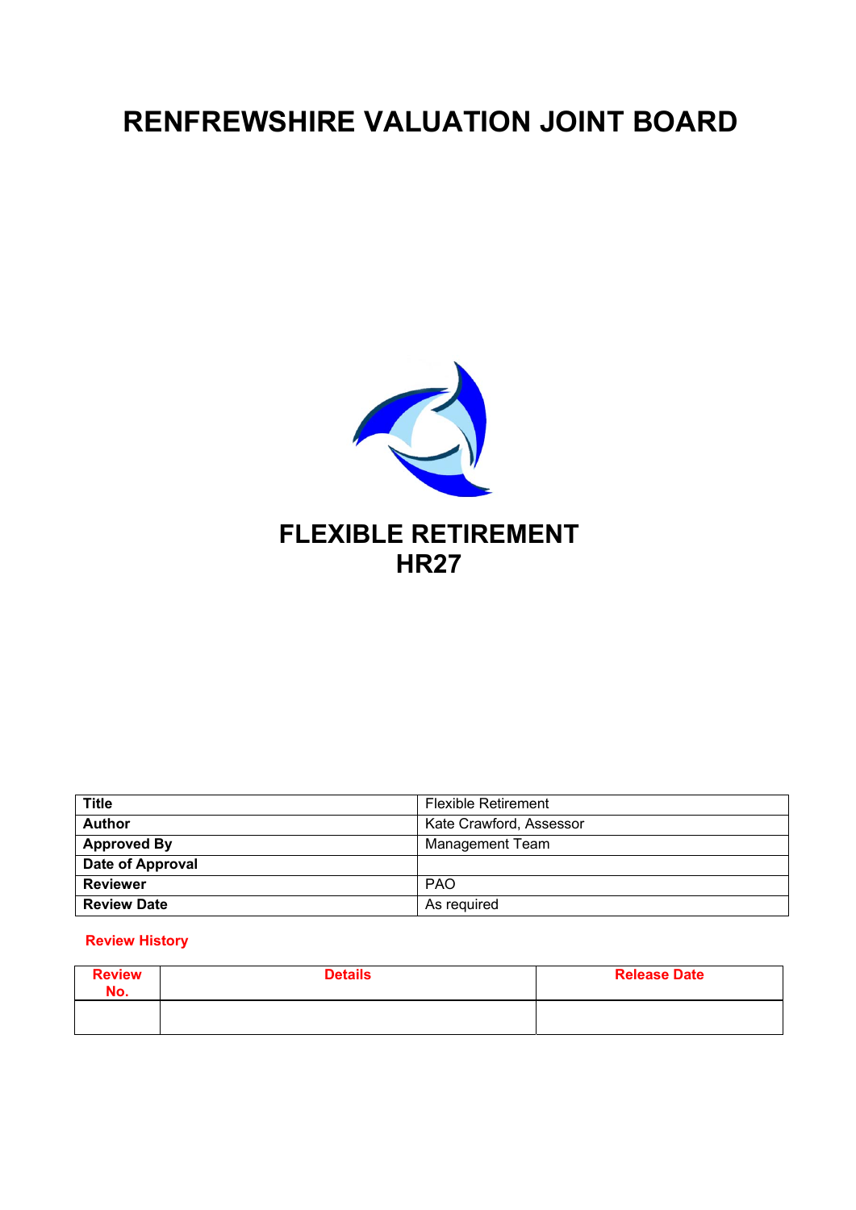# RENFREWSHIRE VALUATION JOINT BOARD

# FLEXIBLE RETIREMENT
# HR27

| Title | Flexible Retirement |
|---|---|
| Author | Kate Crawford, Assessor |
| Approved By | Management Team |
| Date of Approval | |
| Reviewer | PAO |
| Review Date | As required |

**Review History**

| Review No. | Details | Release Date |
|---|---|---|
| | | |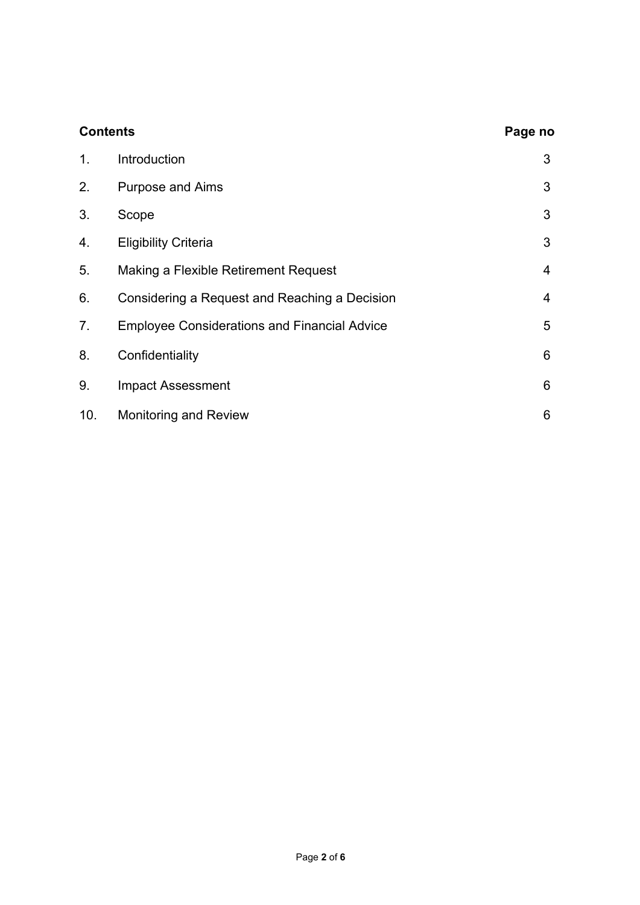| Contents | | Page no |
| --- | --- | --- |
| 1. | Introduction | 3 |
| 2. | Purpose and Aims | 3 |
| 3. | Scope | 3 |
| 4. | Eligibility Criteria | 3 |
| 5. | Making a Flexible Retirement Request | 4 |
| 6. | Considering a Request and Reaching a Decision | 4 |
| 7. | Employee Considerations and Financial Advice | 5 |
| 8. | Confidentiality | 6 |
| 9. | Impact Assessment | 6 |
| 10. | Monitoring and Review | 6 |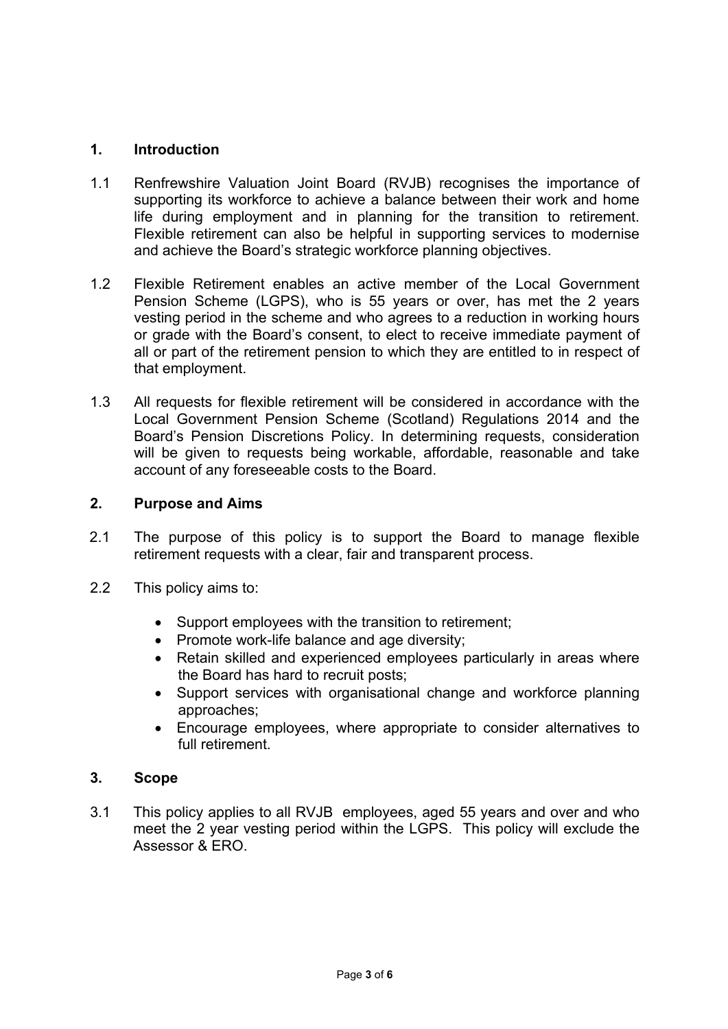## 1. Introduction

1.1 Renfrewshire Valuation Joint Board (RVJB) recognises the importance of supporting its workforce to achieve a balance between their work and home life during employment and in planning for the transition to retirement. Flexible retirement can also be helpful in supporting services to modernise and achieve the Board's strategic workforce planning objectives.

1.2 Flexible Retirement enables an active member of the Local Government Pension Scheme (LGPS), who is 55 years or over, has met the 2 years vesting period in the scheme and who agrees to a reduction in working hours or grade with the Board's consent, to elect to receive immediate payment of all or part of the retirement pension to which they are entitled to in respect of that employment.

1.3 All requests for flexible retirement will be considered in accordance with the Local Government Pension Scheme (Scotland) Regulations 2014 and the Board's Pension Discretions Policy. In determining requests, consideration will be given to requests being workable, affordable, reasonable and take account of any foreseeable costs to the Board.

## 2. Purpose and Aims

2.1 The purpose of this policy is to support the Board to manage flexible retirement requests with a clear, fair and transparent process.

2.2 This policy aims to:

- Support employees with the transition to retirement;
- Promote work-life balance and age diversity;
- Retain skilled and experienced employees particularly in areas where the Board has hard to recruit posts;
- Support services with organisational change and workforce planning approaches;
- Encourage employees, where appropriate to consider alternatives to full retirement.

## 3. Scope

3.1 This policy applies to all RVJB employees, aged 55 years and over and who meet the 2 year vesting period within the LGPS. This policy will exclude the Assessor & ERO.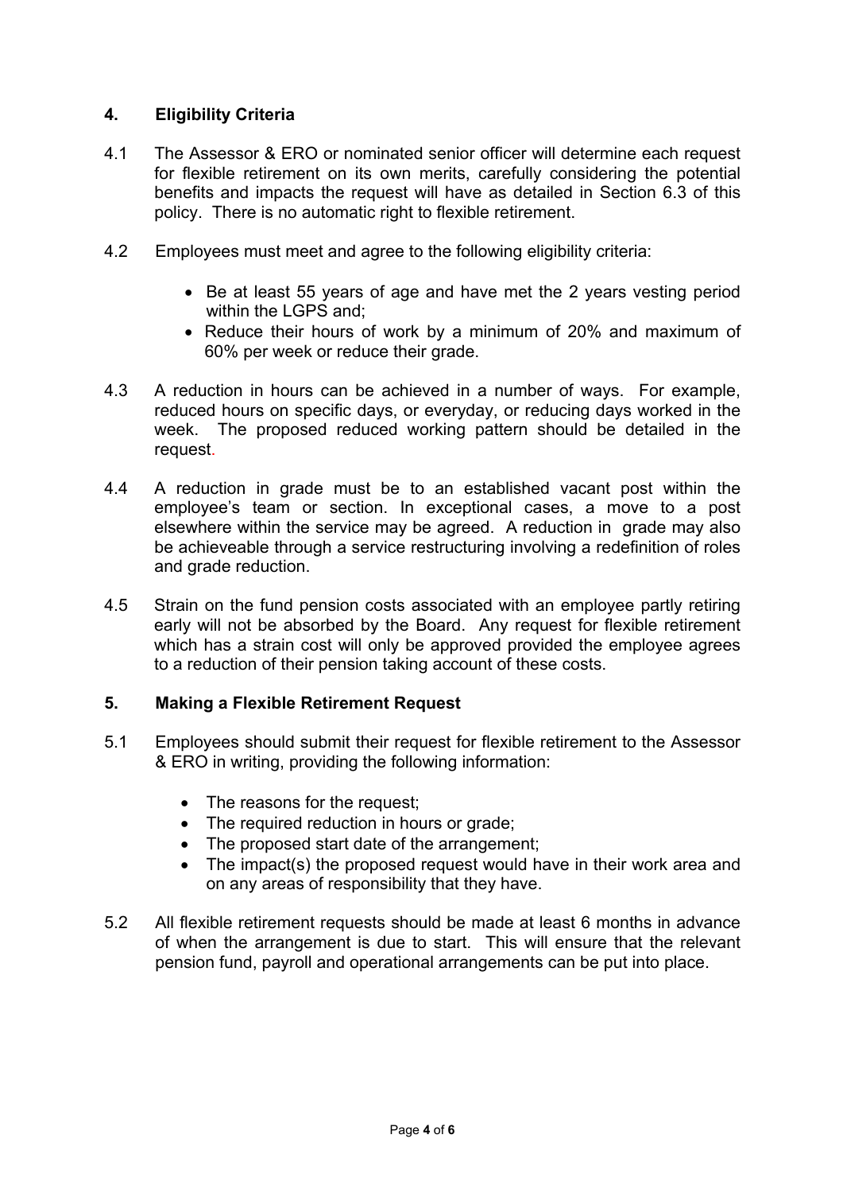## 4. Eligibility Criteria

4.1 The Assessor & ERO or nominated senior officer will determine each request for flexible retirement on its own merits, carefully considering the potential benefits and impacts the request will have as detailed in Section 6.3 of this policy. There is no automatic right to flexible retirement.

4.2 Employees must meet and agree to the following eligibility criteria:

- Be at least 55 years of age and have met the 2 years vesting period within the LGPS and;
- Reduce their hours of work by a minimum of 20% and maximum of 60% per week or reduce their grade.

4.3 A reduction in hours can be achieved in a number of ways. For example, reduced hours on specific days, or everyday, or reducing days worked in the week. The proposed reduced working pattern should be detailed in the request.

4.4 A reduction in grade must be to an established vacant post within the employee's team or section. In exceptional cases, a move to a post elsewhere within the service may be agreed. A reduction in grade may also be achieveable through a service restructuring involving a redefinition of roles and grade reduction.

4.5 Strain on the fund pension costs associated with an employee partly retiring early will not be absorbed by the Board. Any request for flexible retirement which has a strain cost will only be approved provided the employee agrees to a reduction of their pension taking account of these costs.

## 5. Making a Flexible Retirement Request

5.1 Employees should submit their request for flexible retirement to the Assessor & ERO in writing, providing the following information:

- The reasons for the request;
- The required reduction in hours or grade;
- The proposed start date of the arrangement;
- The impact(s) the proposed request would have in their work area and on any areas of responsibility that they have.

5.2 All flexible retirement requests should be made at least 6 months in advance of when the arrangement is due to start. This will ensure that the relevant pension fund, payroll and operational arrangements can be put into place.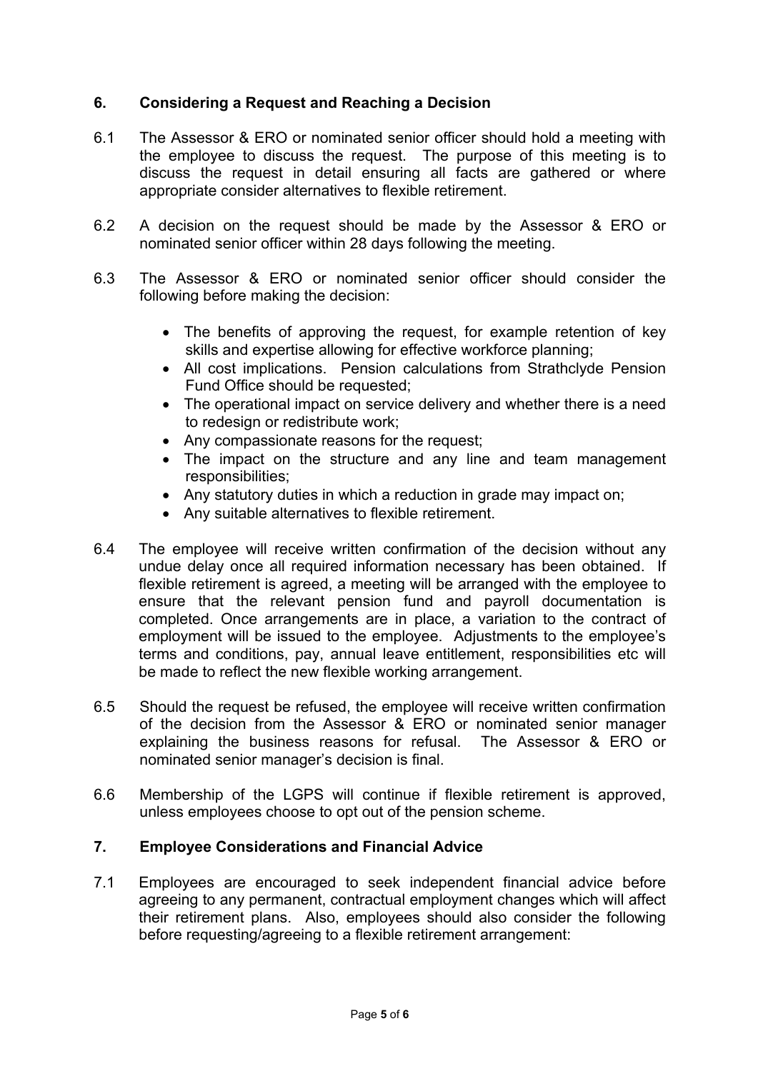## 6. Considering a Request and Reaching a Decision

6.1 The Assessor & ERO or nominated senior officer should hold a meeting with the employee to discuss the request. The purpose of this meeting is to discuss the request in detail ensuring all facts are gathered or where appropriate consider alternatives to flexible retirement.

6.2 A decision on the request should be made by the Assessor & ERO or nominated senior officer within 28 days following the meeting.

6.3 The Assessor & ERO or nominated senior officer should consider the following before making the decision:

- The benefits of approving the request, for example retention of key skills and expertise allowing for effective workforce planning;
- All cost implications. Pension calculations from Strathclyde Pension Fund Office should be requested;
- The operational impact on service delivery and whether there is a need to redesign or redistribute work;
- Any compassionate reasons for the request;
- The impact on the structure and any line and team management responsibilities;
- Any statutory duties in which a reduction in grade may impact on;
- Any suitable alternatives to flexible retirement.

6.4 The employee will receive written confirmation of the decision without any undue delay once all required information necessary has been obtained. If flexible retirement is agreed, a meeting will be arranged with the employee to ensure that the relevant pension fund and payroll documentation is completed. Once arrangements are in place, a variation to the contract of employment will be issued to the employee. Adjustments to the employee's terms and conditions, pay, annual leave entitlement, responsibilities etc will be made to reflect the new flexible working arrangement.

6.5 Should the request be refused, the employee will receive written confirmation of the decision from the Assessor & ERO or nominated senior manager explaining the business reasons for refusal. The Assessor & ERO or nominated senior manager's decision is final.

6.6 Membership of the LGPS will continue if flexible retirement is approved, unless employees choose to opt out of the pension scheme.

## 7. Employee Considerations and Financial Advice

7.1 Employees are encouraged to seek independent financial advice before agreeing to any permanent, contractual employment changes which will affect their retirement plans. Also, employees should also consider the following before requesting/agreeing to a flexible retirement arrangement: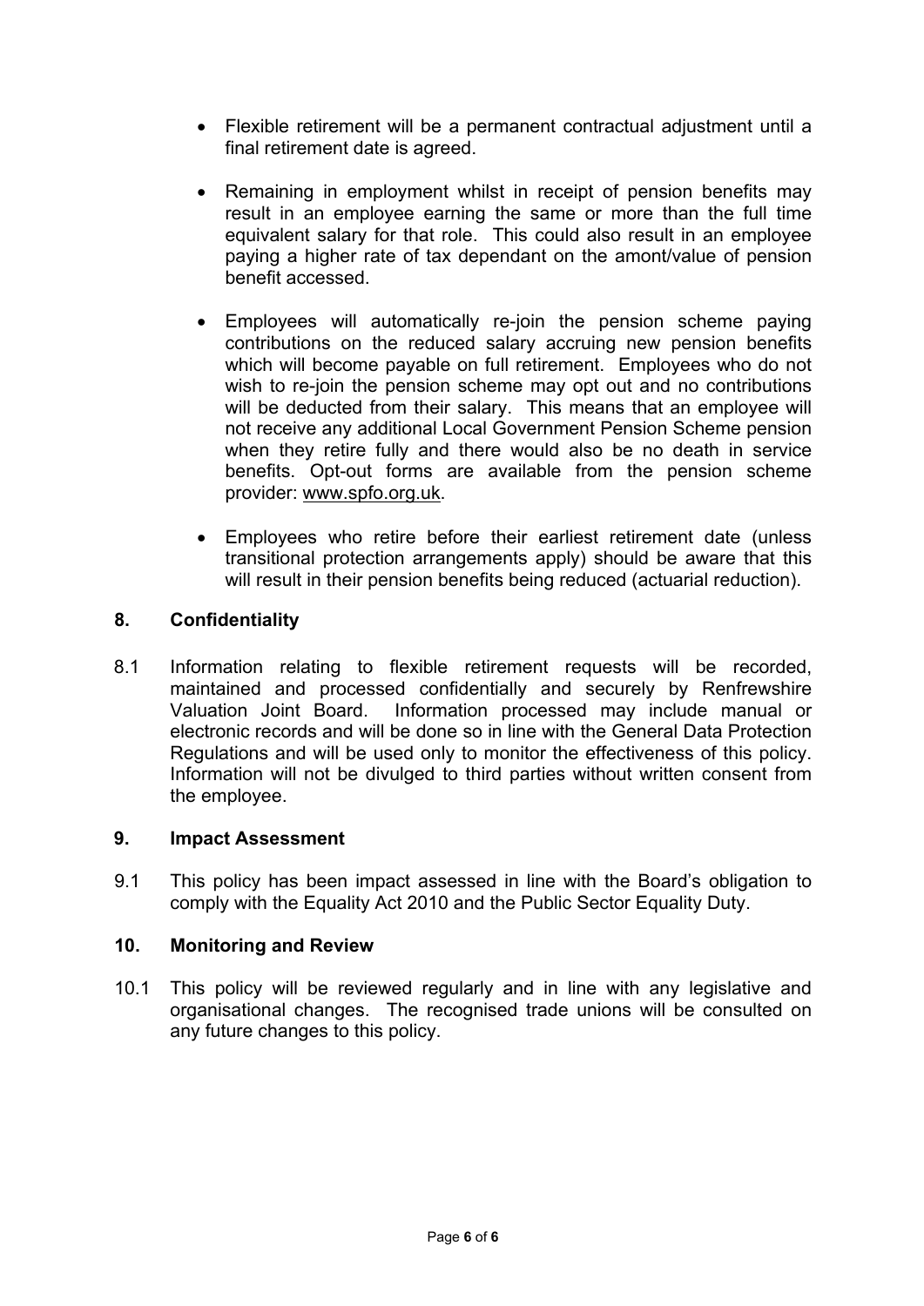- Flexible retirement will be a permanent contractual adjustment until a final retirement date is agreed.

- Remaining in employment whilst in receipt of pension benefits may result in an employee earning the same or more than the full time equivalent salary for that role. This could also result in an employee paying a higher rate of tax dependant on the amont/value of pension benefit accessed.

- Employees will automatically re-join the pension scheme paying contributions on the reduced salary accruing new pension benefits which will become payable on full retirement. Employees who do not wish to re-join the pension scheme may opt out and no contributions will be deducted from their salary. This means that an employee will not receive any additional Local Government Pension Scheme pension when they retire fully and there would also be no death in service benefits. Opt-out forms are available from the pension scheme provider: www.spfo.org.uk.

- Employees who retire before their earliest retirement date (unless transitional protection arrangements apply) should be aware that this will result in their pension benefits being reduced (actuarial reduction).

## 8. Confidentiality

8.1 Information relating to flexible retirement requests will be recorded, maintained and processed confidentially and securely by Renfrewshire Valuation Joint Board. Information processed may include manual or electronic records and will be done so in line with the General Data Protection Regulations and will be used only to monitor the effectiveness of this policy. Information will not be divulged to third parties without written consent from the employee.

## 9. Impact Assessment

9.1 This policy has been impact assessed in line with the Board's obligation to comply with the Equality Act 2010 and the Public Sector Equality Duty.

## 10. Monitoring and Review

10.1 This policy will be reviewed regularly and in line with any legislative and organisational changes. The recognised trade unions will be consulted on any future changes to this policy.